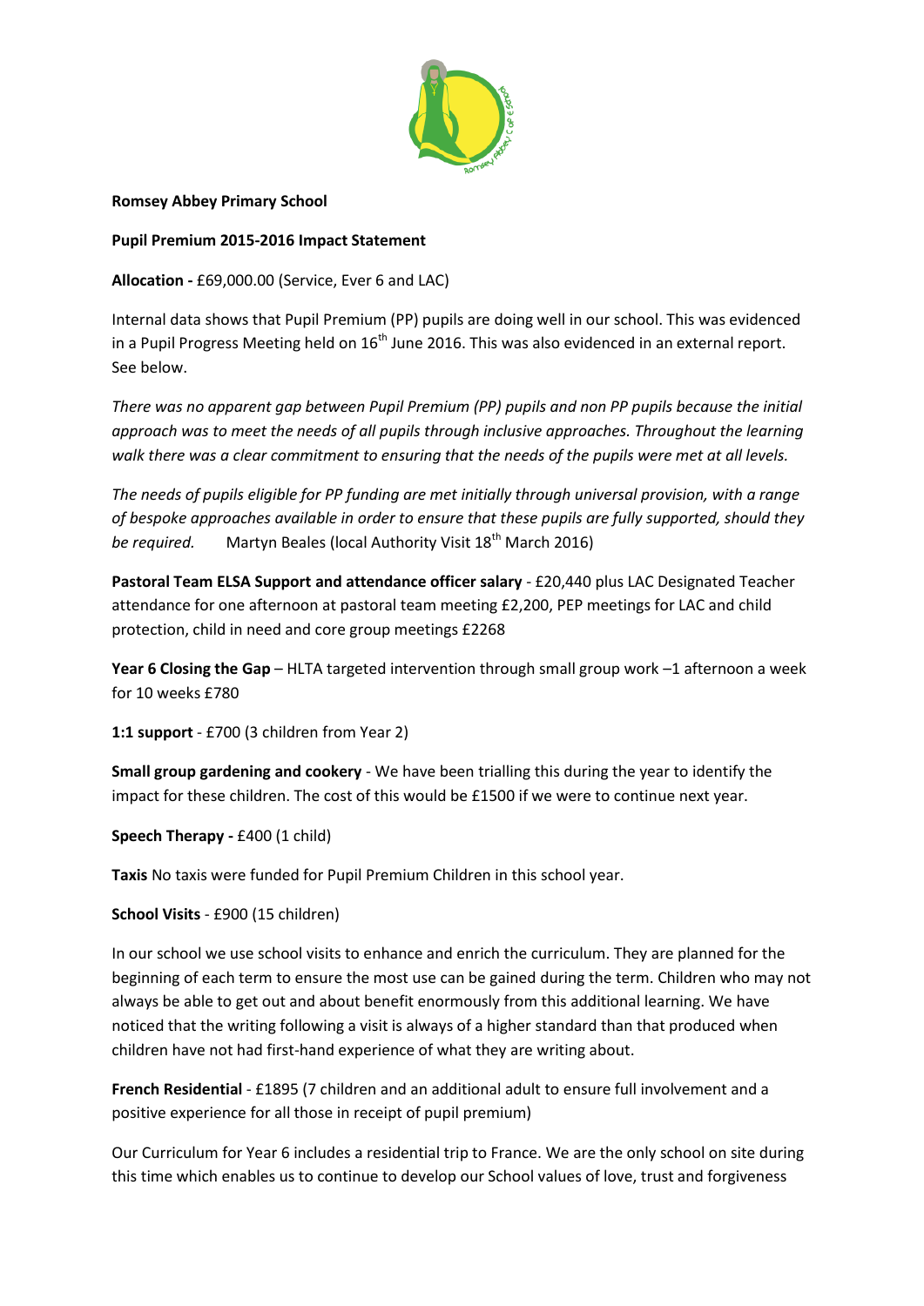**Romsey Abbey Primary School**

**Pupil Premium 2015-2016 Impact Statement**

**Allocation -** £69,000.00 (Service, Ever 6 and LAC)

Internal data shows that Pupil Premium (PP) pupils are doing well in our school. This was evidenced in a Pupil Progress Meeting held on 16th June 2016. This was also evidenced in an external report. See below.

*There was no apparent gap between Pupil Premium (PP) pupils and non PP pupils because the initial approach was to meet the needs of all pupils through inclusive approaches. Throughout the learning walk there was a clear commitment to ensuring that the needs of the pupils were met at all levels.*

*The needs of pupils eligible for PP funding are met initially through universal provision, with a range of bespoke approaches available in order to ensure that these pupils are fully supported, should they be required.* Martyn Beales (local Authority Visit 18th March 2016)

**Pastoral Team ELSA Support and attendance officer salary** - £20,440 plus LAC Designated Teacher attendance for one afternoon at pastoral team meeting £2,200, PEP meetings for LAC and child protection, child in need and core group meetings £2268

**Year 6 Closing the Gap** – HLTA targeted intervention through small group work –1 afternoon a week for 10 weeks £780

**1:1 support** - £700 (3 children from Year 2)

**Small group gardening and cookery** - We have been trialling this during the year to identify the impact for these children. The cost of this would be £1500 if we were to continue next year.

**Speech Therapy -** £400 (1 child)

**Taxis** No taxis were funded for Pupil Premium Children in this school year.

**School Visits** - £900 (15 children)

In our school we use school visits to enhance and enrich the curriculum. They are planned for the beginning of each term to ensure the most use can be gained during the term. Children who may not always be able to get out and about benefit enormously from this additional learning. We have noticed that the writing following a visit is always of a higher standard than that produced when children have not had first-hand experience of what they are writing about.

**French Residential** - £1895 (7 children and an additional adult to ensure full involvement and a positive experience for all those in receipt of pupil premium)

Our Curriculum for Year 6 includes a residential trip to France. We are the only school on site during this time which enables us to continue to develop our School values of love, trust and forgiveness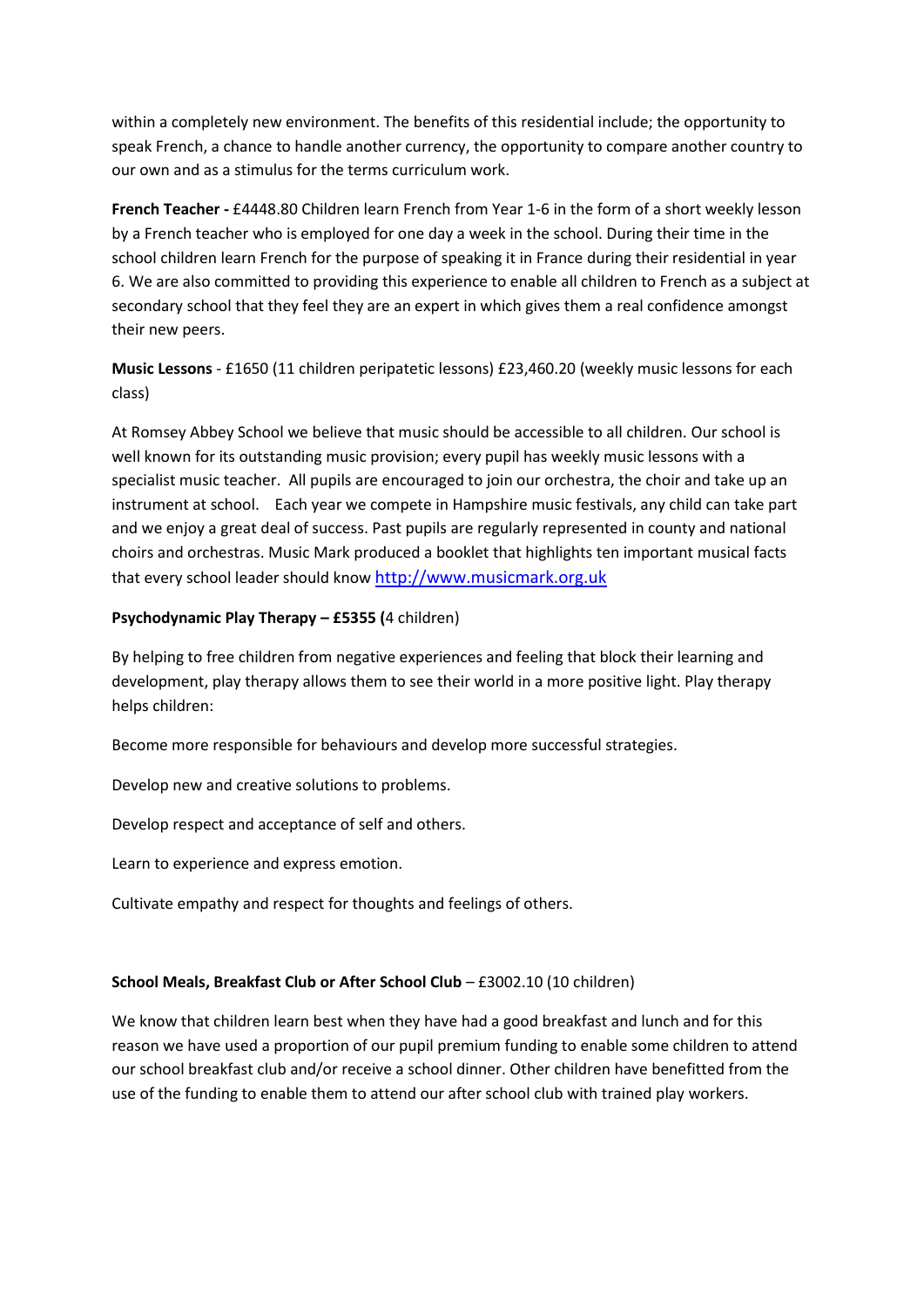within a completely new environment. The benefits of this residential include; the opportunity to speak French, a chance to handle another currency, the opportunity to compare another country to our own and as a stimulus for the terms curriculum work.

**French Teacher -** £4448.80 Children learn French from Year 1-6 in the form of a short weekly lesson by a French teacher who is employed for one day a week in the school. During their time in the school children learn French for the purpose of speaking it in France during their residential in year 6. We are also committed to providing this experience to enable all children to French as a subject at secondary school that they feel they are an expert in which gives them a real confidence amongst their new peers.

**Music Lessons** - £1650 (11 children peripatetic lessons) £23,460.20 (weekly music lessons for each class)

At Romsey Abbey School we believe that music should be accessible to all children. Our school is well known for its outstanding music provision; every pupil has weekly music lessons with a specialist music teacher. All pupils are encouraged to join our orchestra, the choir and take up an instrument at school. Each year we compete in Hampshire music festivals, any child can take part and we enjoy a great deal of success. Past pupils are regularly represented in county and national choirs and orchestras. Music Mark produced a booklet that highlights ten important musical facts that every school leader should know [http://www.musicmark.org.uk](http://www.musicmark.org.uk)

**Psychodynamic Play Therapy – £5355 (**4 children)

By helping to free children from negative experiences and feeling that block their learning and development, play therapy allows them to see their world in a more positive light. Play therapy helps children:

Become more responsible for behaviours and develop more successful strategies.

Develop new and creative solutions to problems.

Develop respect and acceptance of self and others.

Learn to experience and express emotion.

Cultivate empathy and respect for thoughts and feelings of others.

**School Meals, Breakfast Club or After School Club** – £3002.10 (10 children)

We know that children learn best when they have had a good breakfast and lunch and for this reason we have used a proportion of our pupil premium funding to enable some children to attend our school breakfast club and/or receive a school dinner. Other children have benefitted from the use of the funding to enable them to attend our after school club with trained play workers.